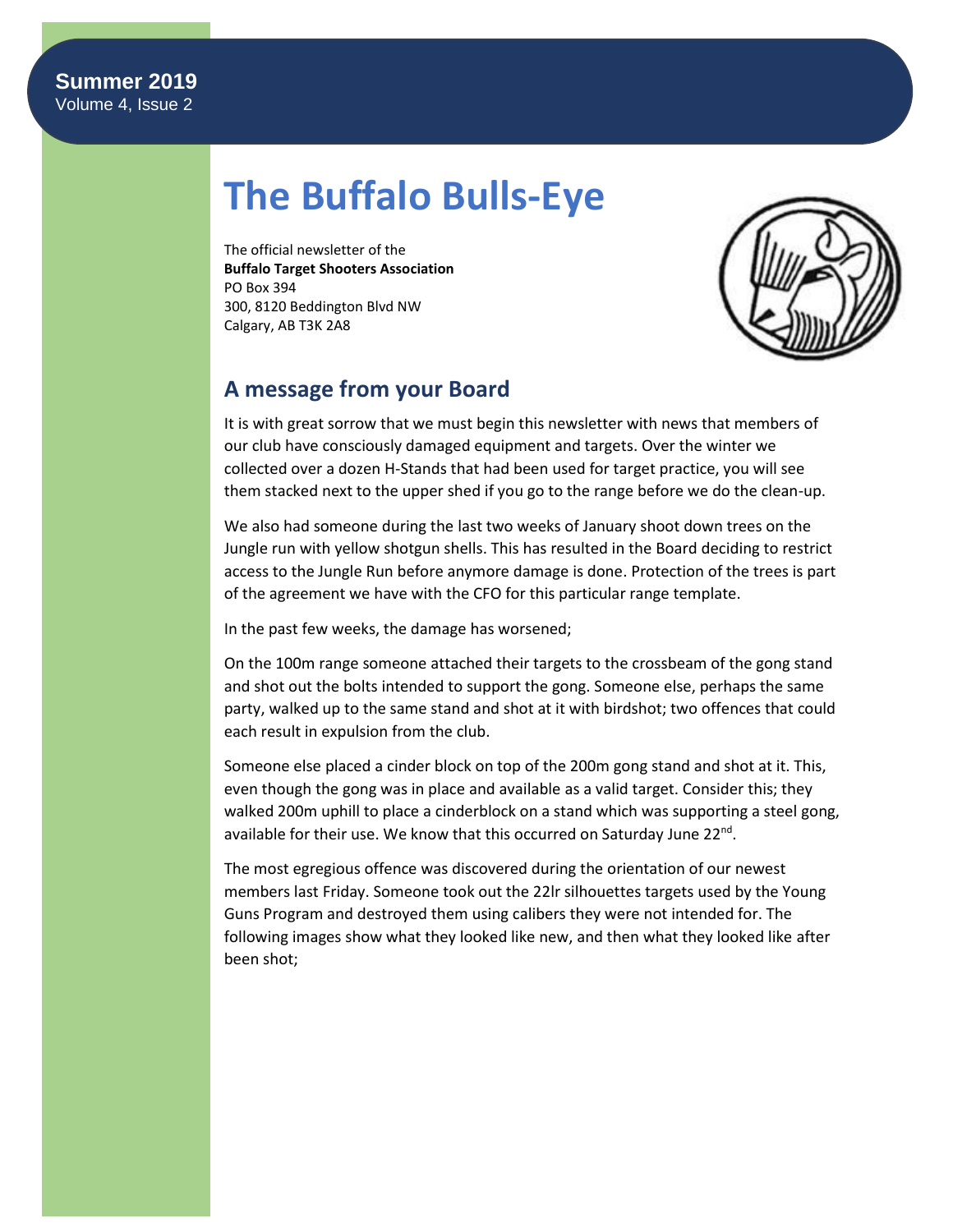**Summer 2019**
Volume 4, Issue 2

# The Buffalo Bulls-Eye

The official newsletter of the
**Buffalo Target Shooters Association**
PO Box 394
300, 8120 Beddington Blvd NW
Calgary, AB T3K 2A8

## A message from your Board

It is with great sorrow that we must begin this newsletter with news that members of our club have consciously damaged equipment and targets. Over the winter we collected over a dozen H-Stands that had been used for target practice, you will see them stacked next to the upper shed if you go to the range before we do the clean-up.

We also had someone during the last two weeks of January shoot down trees on the Jungle run with yellow shotgun shells. This has resulted in the Board deciding to restrict access to the Jungle Run before anymore damage is done. Protection of the trees is part of the agreement we have with the CFO for this particular range template.

In the past few weeks, the damage has worsened;

On the 100m range someone attached their targets to the crossbeam of the gong stand and shot out the bolts intended to support the gong. Someone else, perhaps the same party, walked up to the same stand and shot at it with birdshot; two offences that could each result in expulsion from the club.

Someone else placed a cinder block on top of the 200m gong stand and shot at it. This, even though the gong was in place and available as a valid target. Consider this; they walked 200m uphill to place a cinderblock on a stand which was supporting a steel gong, available for their use. We know that this occurred on Saturday June 22nd.

The most egregious offence was discovered during the orientation of our newest members last Friday. Someone took out the 22lr silhouettes targets used by the Young Guns Program and destroyed them using calibers they were not intended for. The following images show what they looked like new, and then what they looked like after been shot;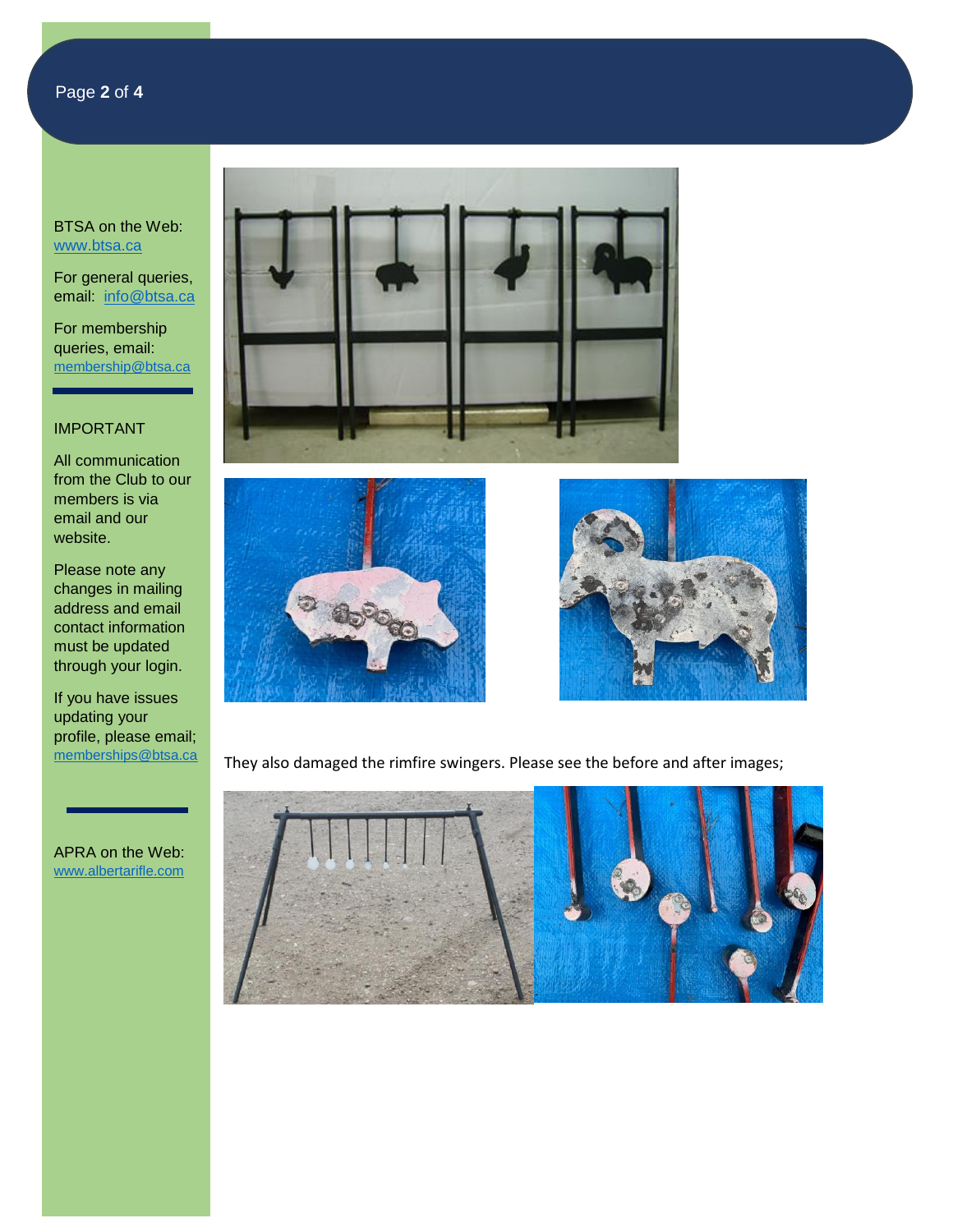BTSA on the Web: [www.btsa.ca](http://www.btsa.ca)

For general queries, email: [info@btsa.ca](mailto:info@btsa.ca)

For membership queries, email: [membership@btsa.ca](mailto:membership@btsa.ca)

IMPORTANT

All communication from the Club to our members is via email and our website.

Please note any changes in mailing address and email contact information must be updated through your login.

If you have issues updating your profile, please email; [memberships@btsa.ca](mailto:memberships@btsa.ca)

APRA on the Web: [www.albertarifle.com](http://www.albertarifle.com)

They also damaged the rimfire swingers. Please see the before and after images;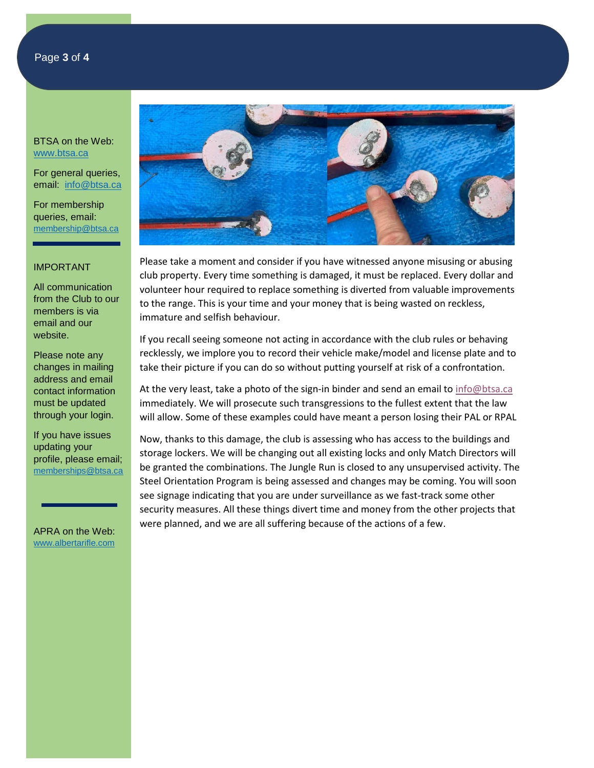BTSA on the Web: www.btsa.ca

For general queries, email: info@btsa.ca

For membership queries, email: membership@btsa.ca

IMPORTANT

All communication from the Club to our members is via email and our website.

Please note any changes in mailing address and email contact information must be updated through your login.

If you have issues updating your profile, please email; memberships@btsa.ca

APRA on the Web: www.albertarifle.com

Please take a moment and consider if you have witnessed anyone misusing or abusing club property. Every time something is damaged, it must be replaced. Every dollar and volunteer hour required to replace something is diverted from valuable improvements to the range. This is your time and your money that is being wasted on reckless, immature and selfish behaviour.

If you recall seeing someone not acting in accordance with the club rules or behaving recklessly, we implore you to record their vehicle make/model and license plate and to take their picture if you can do so without putting yourself at risk of a confrontation.

At the very least, take a photo of the sign-in binder and send an email to info@btsa.ca immediately. We will prosecute such transgressions to the fullest extent that the law will allow. Some of these examples could have meant a person losing their PAL or RPAL

Now, thanks to this damage, the club is assessing who has access to the buildings and storage lockers. We will be changing out all existing locks and only Match Directors will be granted the combinations. The Jungle Run is closed to any unsupervised activity. The Steel Orientation Program is being assessed and changes may be coming. You will soon see signage indicating that you are under surveillance as we fast-track some other security measures. All these things divert time and money from the other projects that were planned, and we are all suffering because of the actions of a few.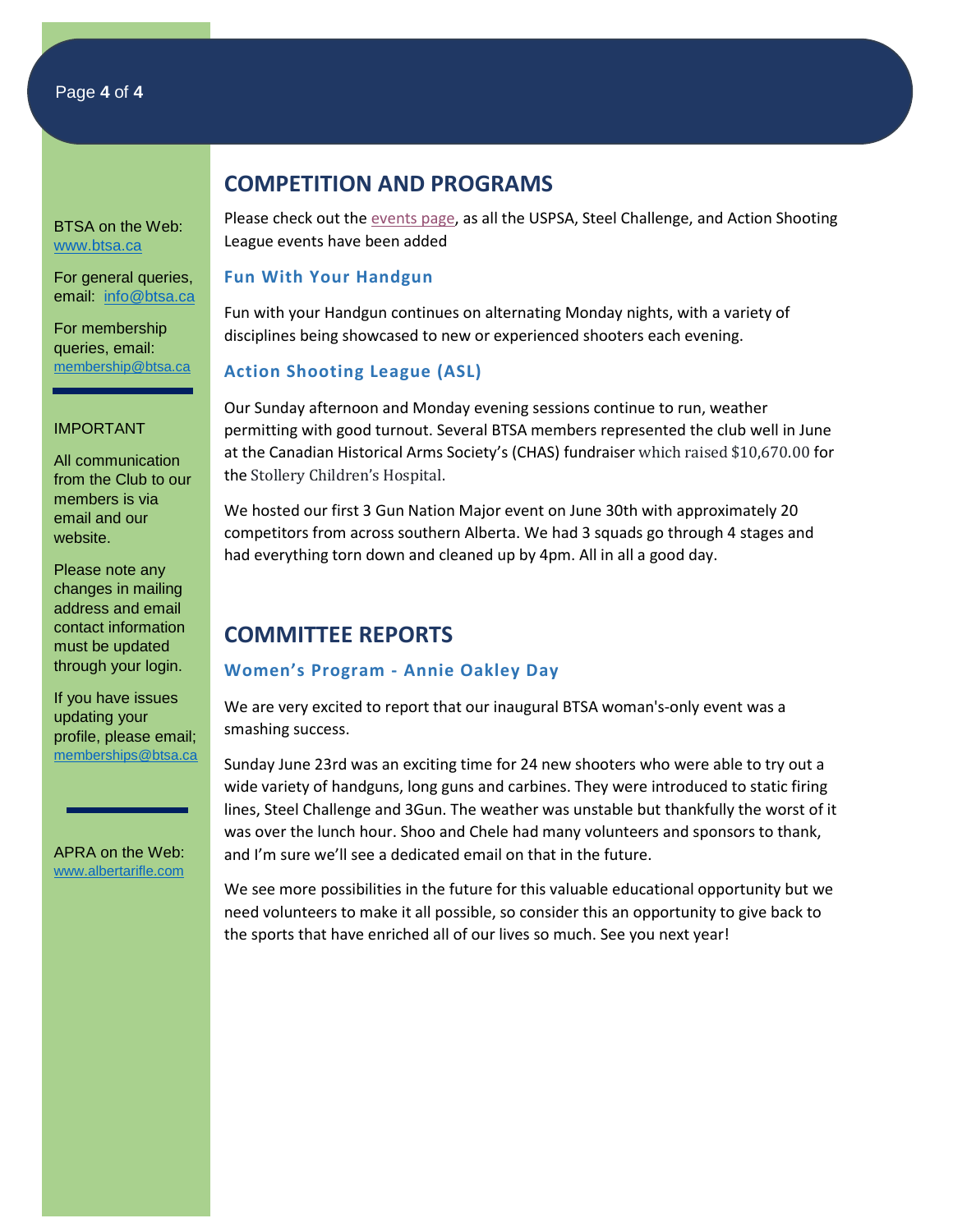BTSA on the Web: [www.btsa.ca](http://www.btsa.ca)

For general queries, email: [info@btsa.ca](mailto:info@btsa.ca)

For membership queries, email: [membership@btsa.ca](mailto:membership@btsa.ca)

IMPORTANT

All communication from the Club to our members is via email and our website.

Please note any changes in mailing address and email contact information must be updated through your login.

If you have issues updating your profile, please email; [memberships@btsa.ca](mailto:memberships@btsa.ca)

APRA on the Web: [www.albertarifle.com](http://www.albertarifle.com)

## COMPETITION AND PROGRAMS

Please check out the events page, as all the USPSA, Steel Challenge, and Action Shooting League events have been added

### Fun With Your Handgun

Fun with your Handgun continues on alternating Monday nights, with a variety of disciplines being showcased to new or experienced shooters each evening.

### Action Shooting League (ASL)

Our Sunday afternoon and Monday evening sessions continue to run, weather permitting with good turnout. Several BTSA members represented the club well in June at the Canadian Historical Arms Society's (CHAS) fundraiser which raised $10,670.00 for the Stollery Children's Hospital.

We hosted our first 3 Gun Nation Major event on June 30th with approximately 20 competitors from across southern Alberta. We had 3 squads go through 4 stages and had everything torn down and cleaned up by 4pm. All in all a good day.

## COMMITTEE REPORTS

### Women's Program - Annie Oakley Day

We are very excited to report that our inaugural BTSA woman's-only event was a smashing success.

Sunday June 23rd was an exciting time for 24 new shooters who were able to try out a wide variety of handguns, long guns and carbines. They were introduced to static firing lines, Steel Challenge and 3Gun. The weather was unstable but thankfully the worst of it was over the lunch hour. Shoo and Chele had many volunteers and sponsors to thank, and I'm sure we'll see a dedicated email on that in the future.

We see more possibilities in the future for this valuable educational opportunity but we need volunteers to make it all possible, so consider this an opportunity to give back to the sports that have enriched all of our lives so much. See you next year!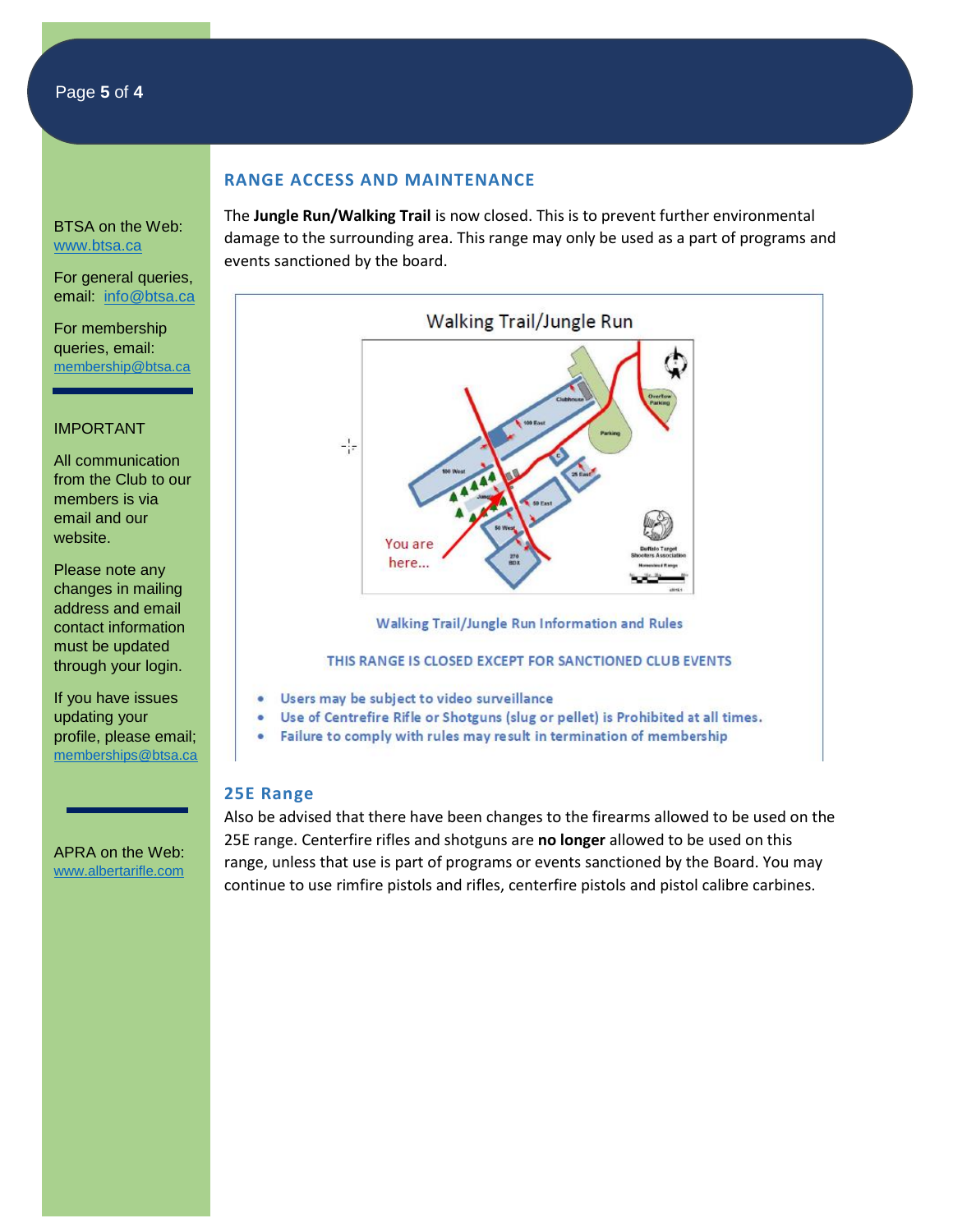BTSA on the Web: www.btsa.ca

For general queries, email: info@btsa.ca

For membership queries, email: membership@btsa.ca

IMPORTANT

All communication from the Club to our members is via email and our website.

Please note any changes in mailing address and email contact information must be updated through your login.

If you have issues updating your profile, please email; memberships@btsa.ca

APRA on the Web: www.albertarifle.com

## RANGE ACCESS AND MAINTENANCE

The **Jungle Run/Walking Trail** is now closed. This is to prevent further environmental damage to the surrounding area. This range may only be used as a part of programs and events sanctioned by the board.

### Walking Trail/Jungle Run

Walking Trail/Jungle Run Information and Rules

THIS RANGE IS CLOSED EXCEPT FOR SANCTIONED CLUB EVENTS

- Users may be subject to video surveillance
- Use of Centrefire Rifle or Shotguns (slug or pellet) is Prohibited at all times.
- Failure to comply with rules may result in termination of membership

## 25E Range

Also be advised that there have been changes to the firearms allowed to be used on the 25E range. Centerfire rifles and shotguns are **no longer** allowed to be used on this range, unless that use is part of programs or events sanctioned by the Board. You may continue to use rimfire pistols and rifles, centerfire pistols and pistol calibre carbines.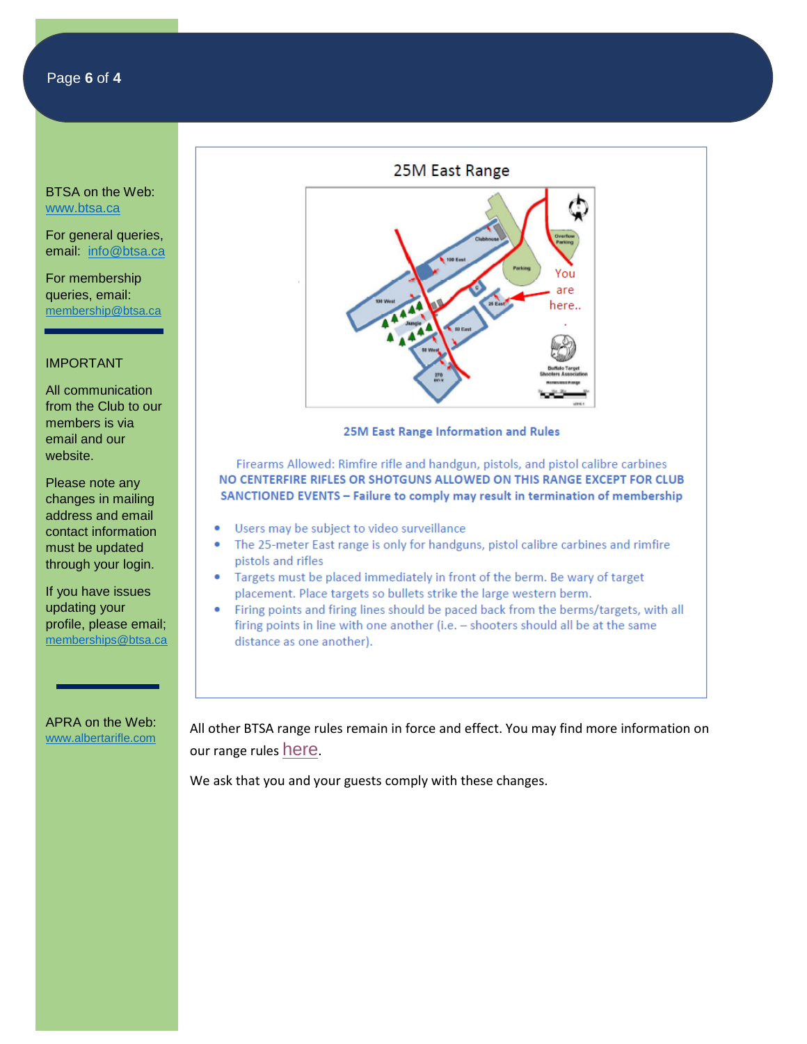BTSA on the Web: www.btsa.ca

For general queries, email: info@btsa.ca

For membership queries, email: membership@btsa.ca

IMPORTANT

All communication from the Club to our members is via email and our website.

Please note any changes in mailing address and email contact information must be updated through your login.

If you have issues updating your profile, please email; memberships@btsa.ca

APRA on the Web: www.albertarifle.com

## 25M East Range

### 25M East Range Information and Rules

Firearms Allowed: Rimfire rifle and handgun, pistols, and pistol calibre carbines
**NO CENTERFIRE RIFLES OR SHOTGUNS ALLOWED ON THIS RANGE EXCEPT FOR CLUB SANCTIONED EVENTS – Failure to comply may result in termination of membership**

- Users may be subject to video surveillance
- The 25-meter East range is only for handguns, pistol calibre carbines and rimfire pistols and rifles
- Targets must be placed immediately in front of the berm. Be wary of target placement. Place targets so bullets strike the large western berm.
- Firing points and firing lines should be paced back from the berms/targets, with all firing points in line with one another (i.e. – shooters should all be at the same distance as one another).

All other BTSA range rules remain in force and effect. You may find more information on our range rules here.

We ask that you and your guests comply with these changes.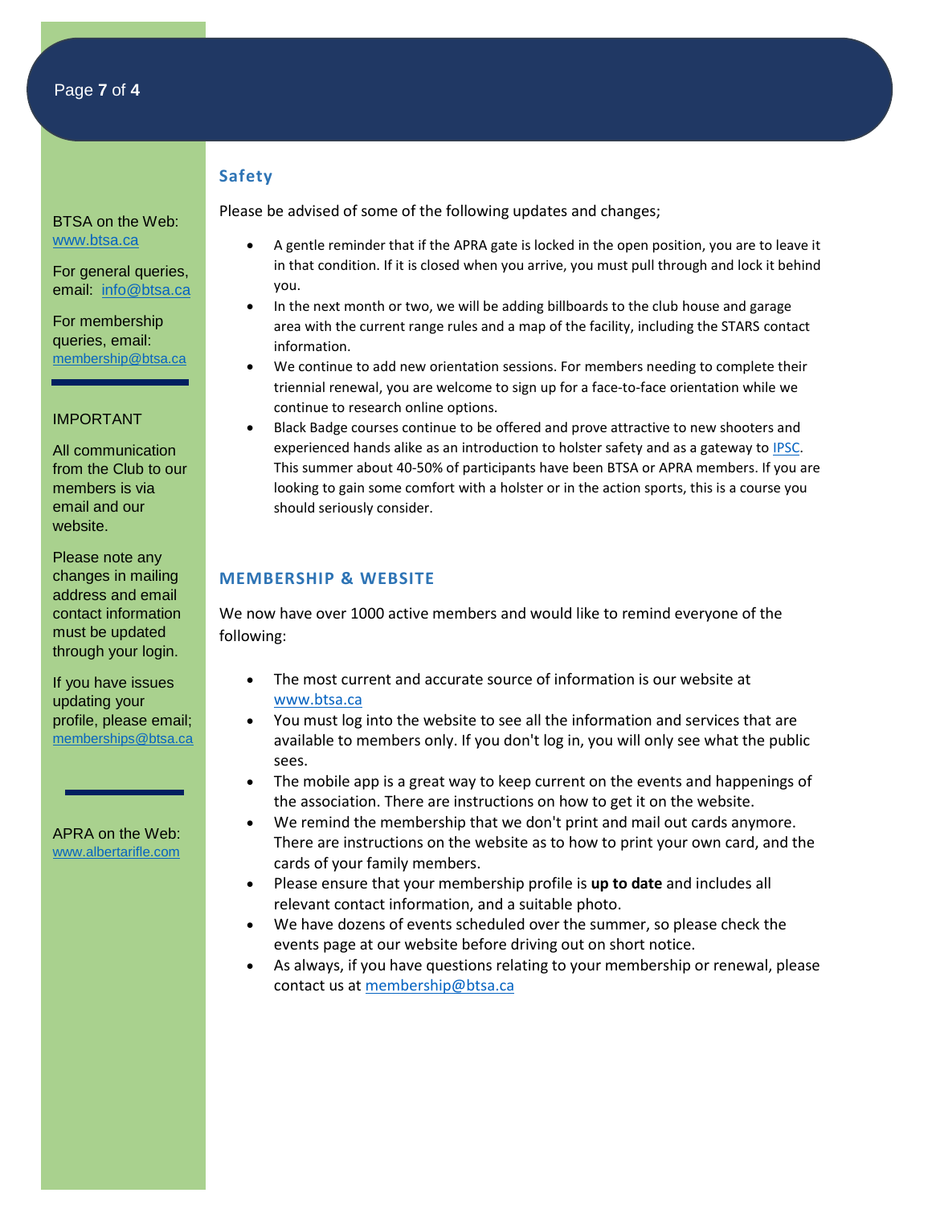## Safety

Please be advised of some of the following updates and changes;

- A gentle reminder that if the APRA gate is locked in the open position, you are to leave it in that condition. If it is closed when you arrive, you must pull through and lock it behind you.
- In the next month or two, we will be adding billboards to the club house and garage area with the current range rules and a map of the facility, including the STARS contact information.
- We continue to add new orientation sessions. For members needing to complete their triennial renewal, you are welcome to sign up for a face-to-face orientation while we continue to research online options.
- Black Badge courses continue to be offered and prove attractive to new shooters and experienced hands alike as an introduction to holster safety and as a gateway to IPSC. This summer about 40-50% of participants have been BTSA or APRA members. If you are looking to gain some comfort with a holster or in the action sports, this is a course you should seriously consider.

## MEMBERSHIP & WEBSITE

We now have over 1000 active members and would like to remind everyone of the following:

- The most current and accurate source of information is our website at www.btsa.ca
- You must log into the website to see all the information and services that are available to members only. If you don't log in, you will only see what the public sees.
- The mobile app is a great way to keep current on the events and happenings of the association. There are instructions on how to get it on the website.
- We remind the membership that we don't print and mail out cards anymore. There are instructions on the website as to how to print your own card, and the cards of your family members.
- Please ensure that your membership profile is **up to date** and includes all relevant contact information, and a suitable photo.
- We have dozens of events scheduled over the summer, so please check the events page at our website before driving out on short notice.
- As always, if you have questions relating to your membership or renewal, please contact us at membership@btsa.ca

BTSA on the Web: www.btsa.ca

For general queries, email: info@btsa.ca

For membership queries, email: membership@btsa.ca

IMPORTANT

All communication from the Club to our members is via email and our website.

Please note any changes in mailing address and email contact information must be updated through your login.

If you have issues updating your profile, please email; memberships@btsa.ca

APRA on the Web: www.albertarifle.com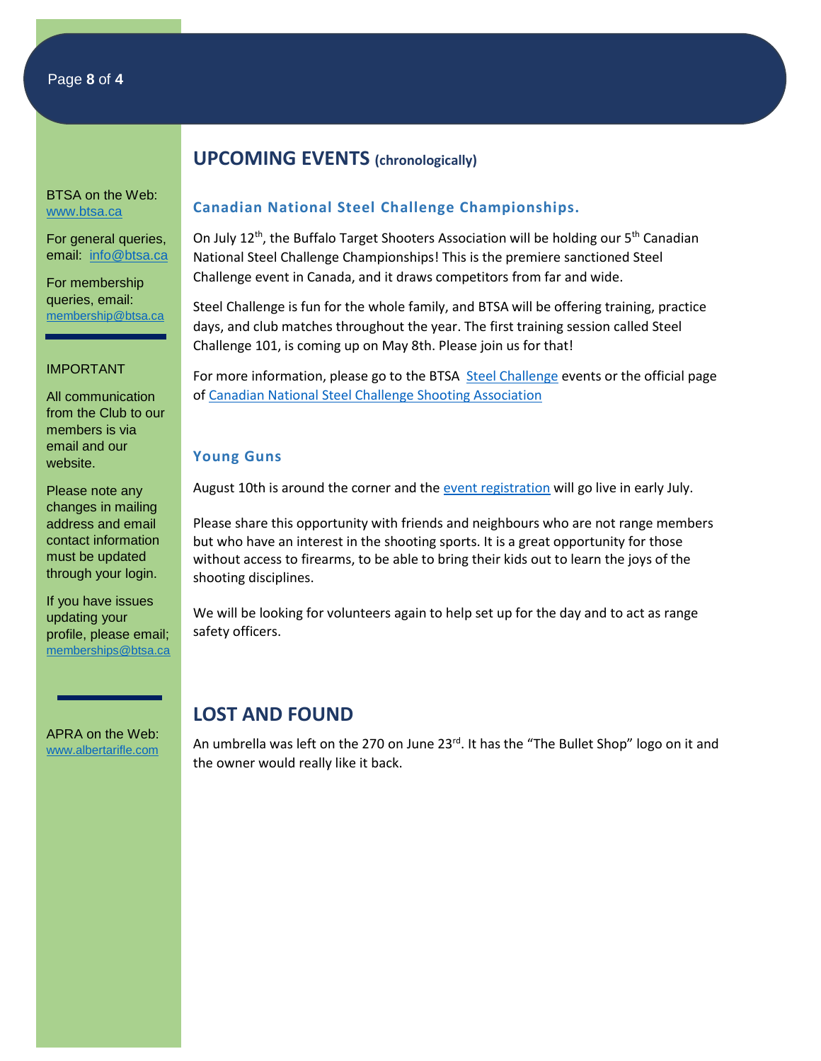## UPCOMING EVENTS (chronologically)

### Canadian National Steel Challenge Championships.

On July 12th, the Buffalo Target Shooters Association will be holding our 5th Canadian National Steel Challenge Championships! This is the premiere sanctioned Steel Challenge event in Canada, and it draws competitors from far and wide.

Steel Challenge is fun for the whole family, and BTSA will be offering training, practice days, and club matches throughout the year. The first training session called Steel Challenge 101, is coming up on May 8th. Please join us for that!

For more information, please go to the BTSA Steel Challenge events or the official page of Canadian National Steel Challenge Shooting Association

### Young Guns

August 10th is around the corner and the event registration will go live in early July.

Please share this opportunity with friends and neighbours who are not range members but who have an interest in the shooting sports. It is a great opportunity for those without access to firearms, to be able to bring their kids out to learn the joys of the shooting disciplines.

We will be looking for volunteers again to help set up for the day and to act as range safety officers.

## LOST AND FOUND

An umbrella was left on the 270 on June 23rd. It has the "The Bullet Shop" logo on it and the owner would really like it back.

BTSA on the Web: www.btsa.ca

For general queries, email: info@btsa.ca

For membership queries, email: membership@btsa.ca

IMPORTANT

All communication from the Club to our members is via email and our website.

Please note any changes in mailing address and email contact information must be updated through your login.

If you have issues updating your profile, please email; memberships@btsa.ca

APRA on the Web: www.albertarifle.com